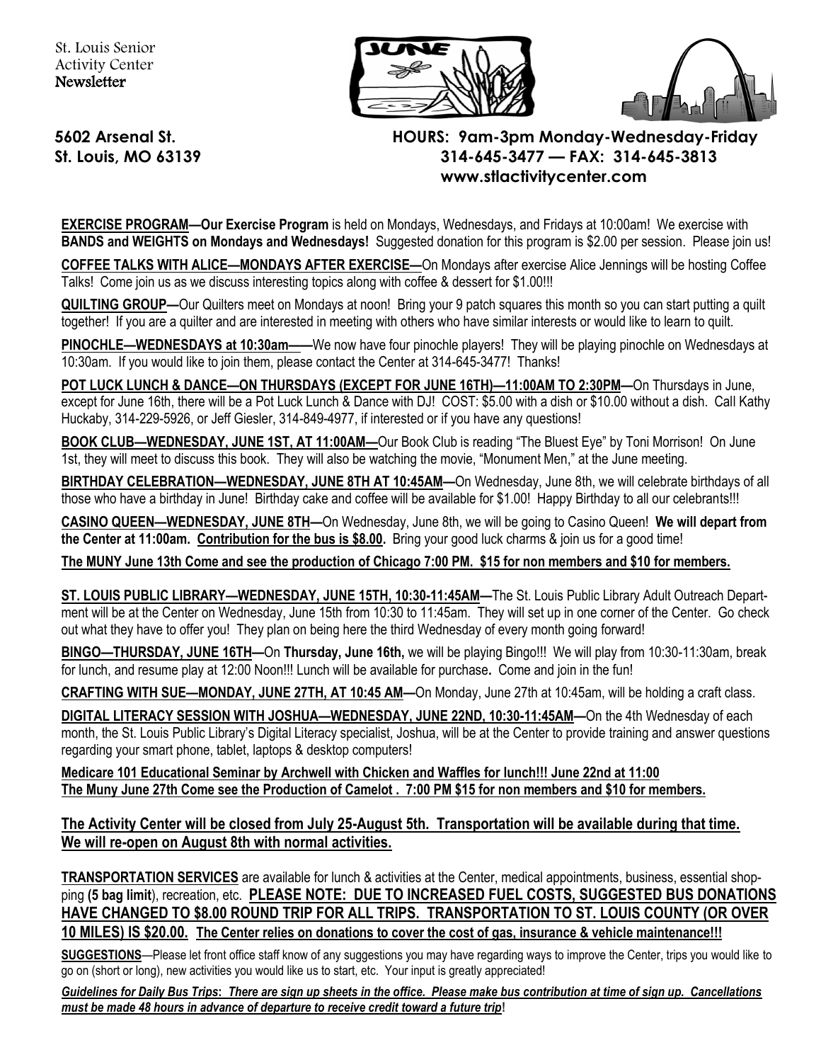St. Louis Senior Activity Center Newsletter

**5602 Arsenal St.**
**St. Louis, MO 63139**

**HOURS: 9am-3pm Monday-Wednesday-Friday**
**314-645-3477 — FAX: 314-645-3813**
**www.stlactivitycenter.com**

**EXERCISE PROGRAM—Our Exercise Program** is held on Mondays, Wednesdays, and Fridays at 10:00am! We exercise with **BANDS and WEIGHTS on Mondays and Wednesdays!** Suggested donation for this program is $2.00 per session. Please join us!

**COFFEE TALKS WITH ALICE—MONDAYS AFTER EXERCISE—**On Mondays after exercise Alice Jennings will be hosting Coffee Talks! Come join us as we discuss interesting topics along with coffee & dessert for $1.00!!!

**QUILTING GROUP—**Our Quilters meet on Mondays at noon! Bring your 9 patch squares this month so you can start putting a quilt together! If you are a quilter and are interested in meeting with others who have similar interests or would like to learn to quilt.

**PINOCHLE—WEDNESDAYS at 10:30am——**We now have four pinochle players! They will be playing pinochle on Wednesdays at 10:30am. If you would like to join them, please contact the Center at 314-645-3477! Thanks!

**POT LUCK LUNCH & DANCE—ON THURSDAYS (EXCEPT FOR JUNE 16TH)—11:00AM TO 2:30PM—**On Thursdays in June, except for June 16th, there will be a Pot Luck Lunch & Dance with DJ! COST: $5.00 with a dish or $10.00 without a dish. Call Kathy Huckaby, 314-229-5926, or Jeff Giesler, 314-849-4977, if interested or if you have any questions!

**BOOK CLUB—WEDNESDAY, JUNE 1ST, AT 11:00AM—**Our Book Club is reading "The Bluest Eye" by Toni Morrison! On June 1st, they will meet to discuss this book. They will also be watching the movie, "Monument Men," at the June meeting.

**BIRTHDAY CELEBRATION—WEDNESDAY, JUNE 8TH AT 10:45AM—**On Wednesday, June 8th, we will celebrate birthdays of all those who have a birthday in June! Birthday cake and coffee will be available for $1.00! Happy Birthday to all our celebrants!!!

**CASINO QUEEN—WEDNESDAY, JUNE 8TH—**On Wednesday, June 8th, we will be going to Casino Queen! **We will depart from the Center at 11:00am. Contribution for the bus is $8.00.** Bring your good luck charms & join us for a good time!

**The MUNY June 13th Come and see the production of Chicago 7:00 PM. $15 for non members and $10 for members.**

**ST. LOUIS PUBLIC LIBRARY—WEDNESDAY, JUNE 15TH, 10:30-11:45AM—**The St. Louis Public Library Adult Outreach Department will be at the Center on Wednesday, June 15th from 10:30 to 11:45am. They will set up in one corner of the Center. Go check out what they have to offer you! They plan on being here the third Wednesday of every month going forward!

**BINGO—THURSDAY, JUNE 16TH—**On **Thursday, June 16th,** we will be playing Bingo!!! We will play from 10:30-11:30am, break for lunch, and resume play at 12:00 Noon!!! Lunch will be available for purchase**.** Come and join in the fun!

**CRAFTING WITH SUE—MONDAY, JUNE 27TH, AT 10:45 AM—**On Monday, June 27th at 10:45am, will be holding a craft class.

**DIGITAL LITERACY SESSION WITH JOSHUA—WEDNESDAY, JUNE 22ND, 10:30-11:45AM—**On the 4th Wednesday of each month, the St. Louis Public Library's Digital Literacy specialist, Joshua, will be at the Center to provide training and answer questions regarding your smart phone, tablet, laptops & desktop computers!

**Medicare 101 Educational Seminar by Archwell with Chicken and Waffles for lunch!!! June 22nd at 11:00**
**The Muny June 27th Come see the Production of Camelot . 7:00 PM $15 for non members and $10 for members.**

**The Activity Center will be closed from July 25-August 5th. Transportation will be available during that time. We will re-open on August 8th with normal activities.**

**TRANSPORTATION SERVICES** are available for lunch & activities at the Center, medical appointments, business, essential shopping (**5 bag limit**), recreation, etc. **PLEASE NOTE: DUE TO INCREASED FUEL COSTS, SUGGESTED BUS DONATIONS HAVE CHANGED TO $8.00 ROUND TRIP FOR ALL TRIPS. TRANSPORTATION TO ST. LOUIS COUNTY (OR OVER 10 MILES) IS $20.00. The Center relies on donations to cover the cost of gas, insurance & vehicle maintenance!!!**

**SUGGESTIONS**—Please let front office staff know of any suggestions you may have regarding ways to improve the Center, trips you would like to go on (short or long), new activities you would like us to start, etc. Your input is greatly appreciated!

***Guidelines for Daily Bus Trips: There are sign up sheets in the office. Please make bus contribution at time of sign up. Cancellations must be made 48 hours in advance of departure to receive credit toward a future trip!***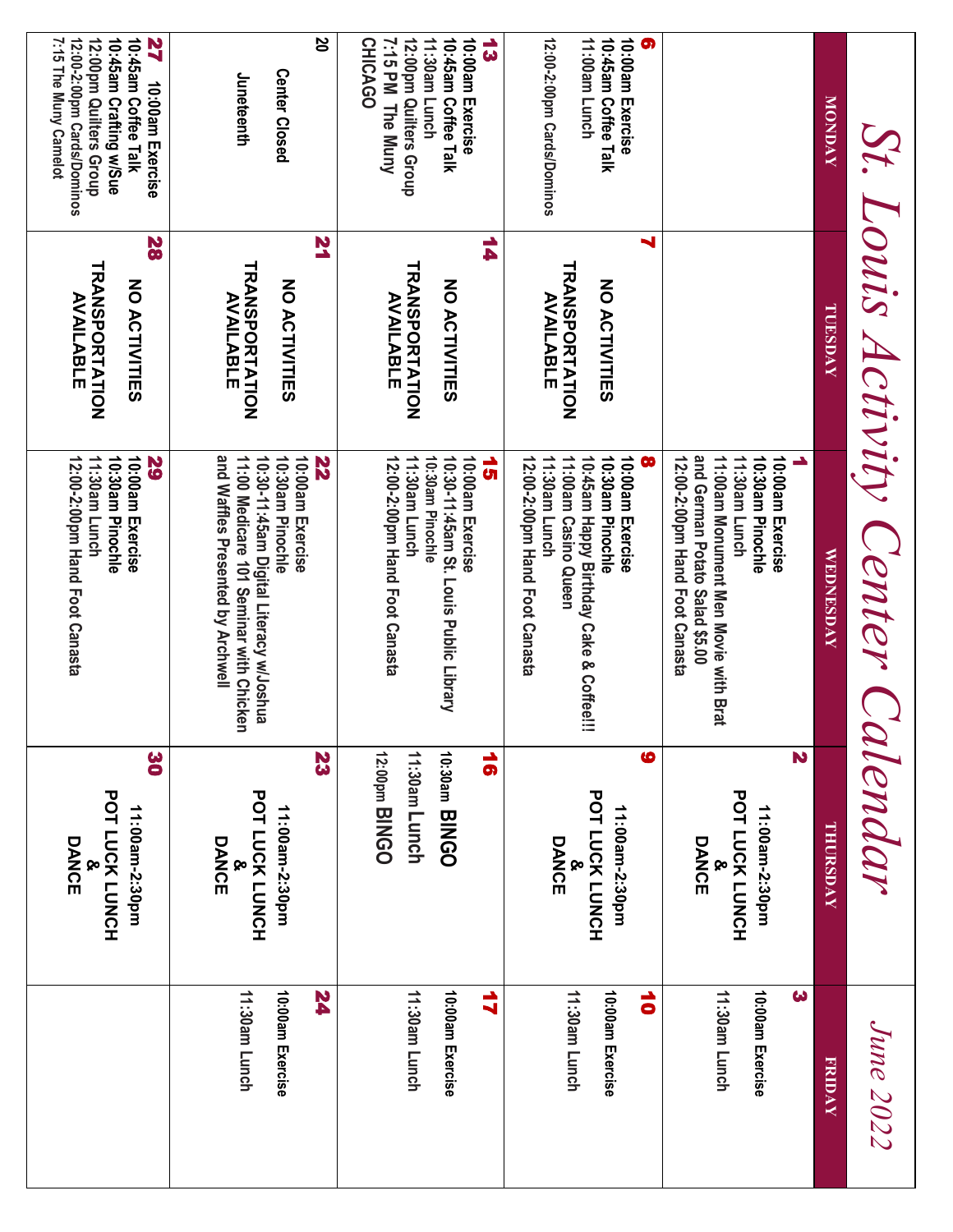# St. Louis Activity Center Calendar

*June 2022*

| MONDAY | TUESDAY | WEDNESDAY | THURSDAY | FRIDAY |
|---|---|---|---|---|
| | | **1**<br>10:00am Exercise<br>10:30am Pinochle<br>11:30am Lunch<br>11:00am Monument Men Movie with Brat and German Potato Salad $5.00<br>12:00-2:00pm Hand Foot Canasta | **2**<br>11:00am-2:30pm<br>POT LUCK LUNCH<br>&<br>DANCE | **3**<br>10:00am Exercise<br>11:30am Lunch |
| **6**<br>10:00am Exercise<br>10:45am Coffee Talk<br>11:00am Lunch<br>12:00-2:00pm Cards/Dominos | **7**<br>NO ACTIVITIES<br>TRANSPORTATION AVAILABLE | **8**<br>10:00am Exercise<br>10:30am Pinochle<br>10:45am Happy Birthday Cake & Coffee!!!<br>11:00am Casino Queen<br>11:30am Lunch<br>12:00-2:00pm Hand Foot Canasta | **9**<br>11:00am-2:30pm<br>POT LUCK LUNCH<br>&<br>DANCE | **10**<br>10:00am Exercise<br>11:30am Lunch |
| **13**<br>10:00am Exercise<br>10:45am Coffee Talk<br>11:30am Lunch<br>12:00pm Quilters Group<br>7:15 PM The Muny CHICAGO | **14**<br>NO ACTIVITIES<br>TRANSPORTATION AVAILABLE | **15**<br>10:00am Exercise<br>10:30-11:45am St. Louis Public Library<br>10:30am Pinochle<br>11:30am Lunch<br>12:00-2:00pm Hand Foot Canasta | **16**<br>10:30am BINGO<br>11:30am Lunch<br>12:00pm BINGO | **17**<br>10:00am Exercise<br>11:30am Lunch |
| **20**<br>Center Closed<br>Juneteenth | **21**<br>NO ACTIVITIES<br>TRANSPORTATION AVAILABLE | **22**<br>10:00am Exercise<br>10:30am Pinochle<br>10:30-11:45am Digital Literacy w/Joshua<br>11:00 Medicare 101 Seminar with Chicken and Waffles Presented by Archwell | **23**<br>11:00am-2:30pm<br>POT LUCK LUNCH<br>&<br>DANCE | **24**<br>10:00am Exercise<br>11:30am Lunch |
| **27** 10:00am Exercise<br>10:45am Coffee Talk<br>10:45am Crafting w/Sue<br>12:00pm Quilters Group<br>12:00-2:00pm Cards/Dominos<br>7:15 The Muny Camelot | **28**<br>NO ACTIVITIES<br>TRANSPORTATION AVAILABLE | **29**<br>10:00am Exercise<br>10:30am Pinochle<br>11:30am Lunch<br>12:00-2:00pm Hand Foot Canasta | **30**<br>11:00am-2:30pm<br>POT LUCK LUNCH<br>&<br>DANCE | |